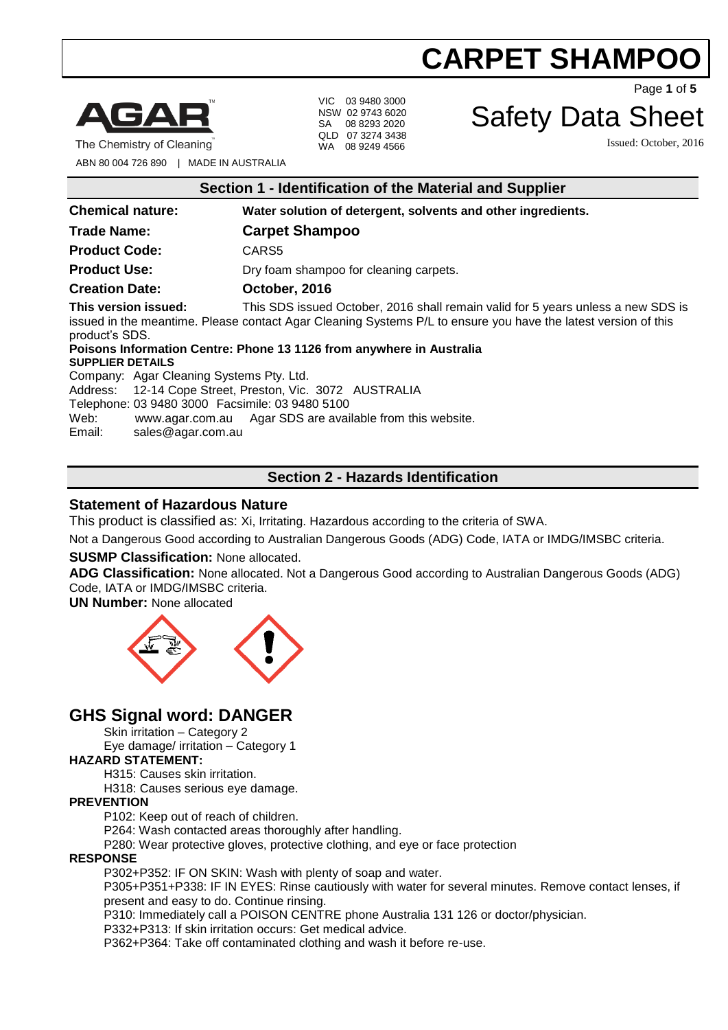# CARPET SHAMPOO

AGAR
The Chemistry of Cleaning

ABN 80 004 726 890 | MADE IN AUSTRALIA

VIC 03 9480 3000
NSW 02 9743 6020
SA 08 8293 2020
QLD 07 3274 3438
WA 08 9249 4566

# Safety Data Sheet

Issued: October, 2016

## Section 1 - Identification of the Material and Supplier

**Chemical nature:** **Water solution of detergent, solvents and other ingredients.**

**Trade Name:** **Carpet Shampoo**

**Product Code:** CARS5

**Product Use:** Dry foam shampoo for cleaning carpets.

**Creation Date:** **October, 2016**

**This version issued:** This SDS issued October, 2016 shall remain valid for 5 years unless a new SDS is issued in the meantime. Please contact Agar Cleaning Systems P/L to ensure you have the latest version of this product's SDS.

**Poisons Information Centre: Phone 13 1126 from anywhere in Australia**

**SUPPLIER DETAILS**

Company: Agar Cleaning Systems Pty. Ltd.
Address: 12-14 Cope Street, Preston, Vic. 3072 AUSTRALIA
Telephone: 03 9480 3000 Facsimile: 03 9480 5100
Web: www.agar.com.au Agar SDS are available from this website.
Email: sales@agar.com.au

## Section 2 - Hazards Identification

### Statement of Hazardous Nature

This product is classified as: Xi, Irritating. Hazardous according to the criteria of SWA.

Not a Dangerous Good according to Australian Dangerous Goods (ADG) Code, IATA or IMDG/IMSBC criteria.

**SUSMP Classification:** None allocated.

**ADG Classification:** None allocated. Not a Dangerous Good according to Australian Dangerous Goods (ADG) Code, IATA or IMDG/IMSBC criteria.

**UN Number:** None allocated

## GHS Signal word: DANGER

Skin irritation – Category 2
Eye damage/ irritation – Category 1

**HAZARD STATEMENT:**

H315: Causes skin irritation.
H318: Causes serious eye damage.

**PREVENTION**

P102: Keep out of reach of children.
P264: Wash contacted areas thoroughly after handling.
P280: Wear protective gloves, protective clothing, and eye or face protection

**RESPONSE**

P302+P352: IF ON SKIN: Wash with plenty of soap and water.
P305+P351+P338: IF IN EYES: Rinse cautiously with water for several minutes. Remove contact lenses, if present and easy to do. Continue rinsing.
P310: Immediately call a POISON CENTRE phone Australia 131 126 or doctor/physician.
P332+P313: If skin irritation occurs: Get medical advice.
P362+P364: Take off contaminated clothing and wash it before re-use.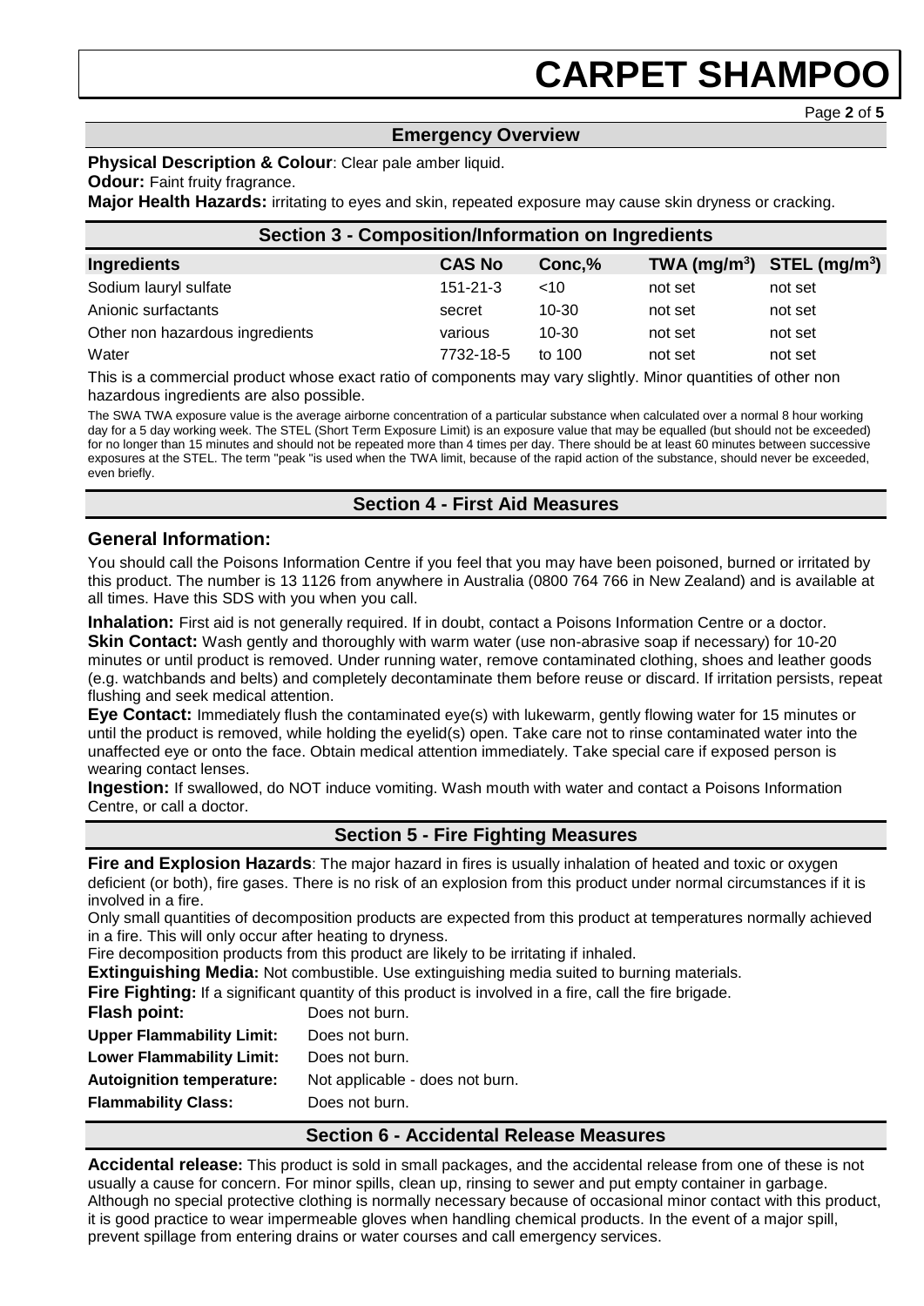## Emergency Overview

**Physical Description & Colour**: Clear pale amber liquid.

**Odour:** Faint fruity fragrance.

**Major Health Hazards:** irritating to eyes and skin, repeated exposure may cause skin dryness or cracking.

## Section 3 - Composition/Information on Ingredients

| Ingredients | CAS No | Conc,% | TWA (mg/m$^3$) | STEL (mg/m$^3$) |
|---|---|---|---|---|
| Sodium lauryl sulfate | 151-21-3 | <10 | not set | not set |
| Anionic surfactants | secret | 10-30 | not set | not set |
| Other non hazardous ingredients | various | 10-30 | not set | not set |
| Water | 7732-18-5 | to 100 | not set | not set |

This is a commercial product whose exact ratio of components may vary slightly. Minor quantities of other non hazardous ingredients are also possible.

The SWA TWA exposure value is the average airborne concentration of a particular substance when calculated over a normal 8 hour working day for a 5 day working week. The STEL (Short Term Exposure Limit) is an exposure value that may be equalled (but should not be exceeded) for no longer than 15 minutes and should not be repeated more than 4 times per day. There should be at least 60 minutes between successive exposures at the STEL. The term "peak "is used when the TWA limit, because of the rapid action of the substance, should never be exceeded, even briefly.

## Section 4 - First Aid Measures

### General Information:

You should call the Poisons Information Centre if you feel that you may have been poisoned, burned or irritated by this product. The number is 13 1126 from anywhere in Australia (0800 764 766 in New Zealand) and is available at all times. Have this SDS with you when you call.

**Inhalation:** First aid is not generally required. If in doubt, contact a Poisons Information Centre or a doctor.

**Skin Contact:** Wash gently and thoroughly with warm water (use non-abrasive soap if necessary) for 10-20 minutes or until product is removed. Under running water, remove contaminated clothing, shoes and leather goods (e.g. watchbands and belts) and completely decontaminate them before reuse or discard. If irritation persists, repeat flushing and seek medical attention.

**Eye Contact:** Immediately flush the contaminated eye(s) with lukewarm, gently flowing water for 15 minutes or until the product is removed, while holding the eyelid(s) open. Take care not to rinse contaminated water into the unaffected eye or onto the face. Obtain medical attention immediately. Take special care if exposed person is wearing contact lenses.

**Ingestion:** If swallowed, do NOT induce vomiting. Wash mouth with water and contact a Poisons Information Centre, or call a doctor.

## Section 5 - Fire Fighting Measures

**Fire and Explosion Hazards**: The major hazard in fires is usually inhalation of heated and toxic or oxygen deficient (or both), fire gases. There is no risk of an explosion from this product under normal circumstances if it is involved in a fire.

Only small quantities of decomposition products are expected from this product at temperatures normally achieved in a fire. This will only occur after heating to dryness.

Fire decomposition products from this product are likely to be irritating if inhaled.

**Extinguishing Media:** Not combustible. Use extinguishing media suited to burning materials.

**Fire Fighting:** If a significant quantity of this product is involved in a fire, call the fire brigade.

**Flash point:** Does not burn.

**Upper Flammability Limit:** Does not burn.

**Lower Flammability Limit:** Does not burn.

**Autoignition temperature:** Not applicable - does not burn.

**Flammability Class:** Does not burn.

## Section 6 - Accidental Release Measures

**Accidental release:** This product is sold in small packages, and the accidental release from one of these is not usually a cause for concern. For minor spills, clean up, rinsing to sewer and put empty container in garbage. Although no special protective clothing is normally necessary because of occasional minor contact with this product, it is good practice to wear impermeable gloves when handling chemical products. In the event of a major spill, prevent spillage from entering drains or water courses and call emergency services.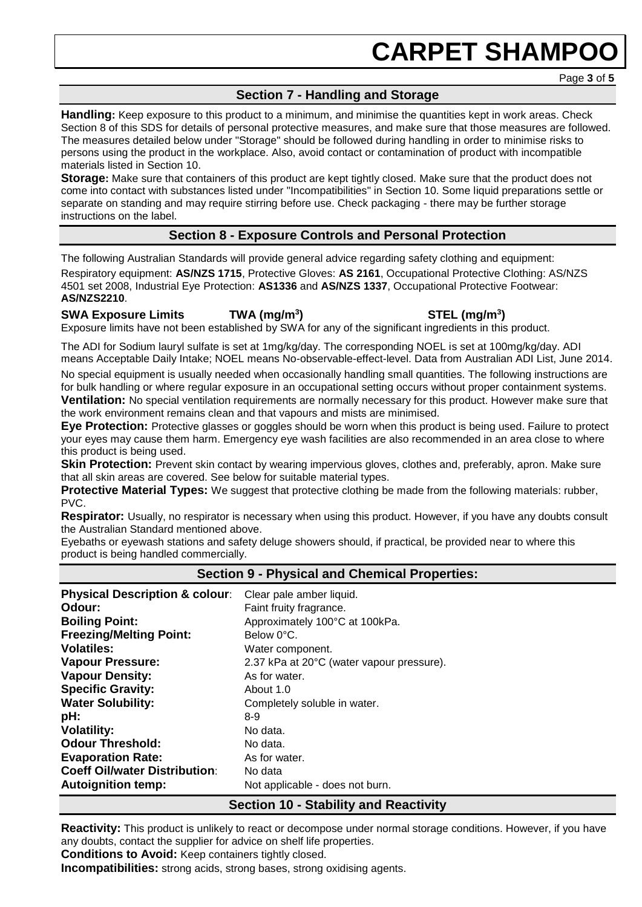## Section 7 - Handling and Storage

**Handling:** Keep exposure to this product to a minimum, and minimise the quantities kept in work areas. Check Section 8 of this SDS for details of personal protective measures, and make sure that those measures are followed. The measures detailed below under "Storage" should be followed during handling in order to minimise risks to persons using the product in the workplace. Also, avoid contact or contamination of product with incompatible materials listed in Section 10.

**Storage:** Make sure that containers of this product are kept tightly closed. Make sure that the product does not come into contact with substances listed under "Incompatibilities" in Section 10. Some liquid preparations settle or separate on standing and may require stirring before use. Check packaging - there may be further storage instructions on the label.

## Section 8 - Exposure Controls and Personal Protection

The following Australian Standards will provide general advice regarding safety clothing and equipment:

Respiratory equipment: **AS/NZS 1715**, Protective Gloves: **AS 2161**, Occupational Protective Clothing: AS/NZS 4501 set 2008, Industrial Eye Protection: **AS1336** and **AS/NZS 1337**, Occupational Protective Footwear: **AS/NZS2210**.

| SWA Exposure Limits | TWA ($mg/m^3$) | STEL ($mg/m^3$) |
|---|---|---|

Exposure limits have not been established by SWA for any of the significant ingredients in this product.

The ADI for Sodium lauryl sulfate is set at 1mg/kg/day. The corresponding NOEL is set at 100mg/kg/day. ADI means Acceptable Daily Intake; NOEL means No-observable-effect-level. Data from Australian ADI List, June 2014.

No special equipment is usually needed when occasionally handling small quantities. The following instructions are for bulk handling or where regular exposure in an occupational setting occurs without proper containment systems.

**Ventilation:** No special ventilation requirements are normally necessary for this product. However make sure that the work environment remains clean and that vapours and mists are minimised.

**Eye Protection:** Protective glasses or goggles should be worn when this product is being used. Failure to protect your eyes may cause them harm. Emergency eye wash facilities are also recommended in an area close to where this product is being used.

**Skin Protection:** Prevent skin contact by wearing impervious gloves, clothes and, preferably, apron. Make sure that all skin areas are covered. See below for suitable material types.

**Protective Material Types:** We suggest that protective clothing be made from the following materials: rubber, PVC.

**Respirator:** Usually, no respirator is necessary when using this product. However, if you have any doubts consult the Australian Standard mentioned above.

Eyebaths or eyewash stations and safety deluge showers should, if practical, be provided near to where this product is being handled commercially.

## Section 9 - Physical and Chemical Properties:

| | |
|---|---|
| **Physical Description & colour**: | Clear pale amber liquid. |
| **Odour:** | Faint fruity fragrance. |
| **Boiling Point:** | Approximately 100°C at 100kPa. |
| **Freezing/Melting Point:** | Below 0°C. |
| **Volatiles:** | Water component. |
| **Vapour Pressure:** | 2.37 kPa at 20°C (water vapour pressure). |
| **Vapour Density:** | As for water. |
| **Specific Gravity:** | About 1.0 |
| **Water Solubility:** | Completely soluble in water. |
| **pH:** | 8-9 |
| **Volatility:** | No data. |
| **Odour Threshold:** | No data. |
| **Evaporation Rate:** | As for water. |
| **Coeff Oil/water Distribution**: | No data |
| **Autoignition temp:** | Not applicable - does not burn. |

## Section 10 - Stability and Reactivity

**Reactivity:** This product is unlikely to react or decompose under normal storage conditions. However, if you have any doubts, contact the supplier for advice on shelf life properties.

**Conditions to Avoid:** Keep containers tightly closed.

**Incompatibilities:** strong acids, strong bases, strong oxidising agents.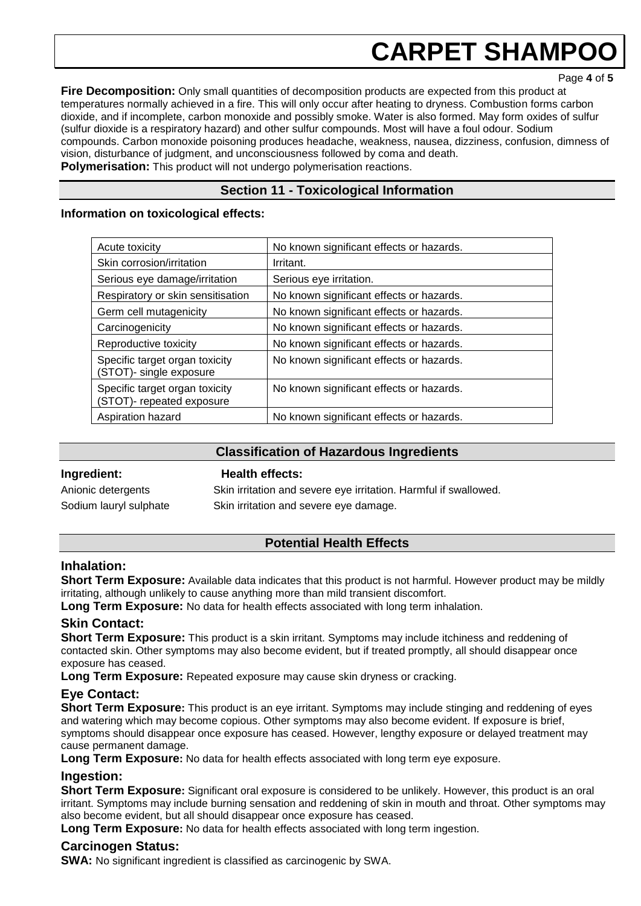**Fire Decomposition:** Only small quantities of decomposition products are expected from this product at temperatures normally achieved in a fire. This will only occur after heating to dryness. Combustion forms carbon dioxide, and if incomplete, carbon monoxide and possibly smoke. Water is also formed. May form oxides of sulfur (sulfur dioxide is a respiratory hazard) and other sulfur compounds. Most will have a foul odour. Sodium compounds. Carbon monoxide poisoning produces headache, weakness, nausea, dizziness, confusion, dimness of vision, disturbance of judgment, and unconsciousness followed by coma and death.

**Polymerisation:** This product will not undergo polymerisation reactions.

## Section 11 - Toxicological Information

**Information on toxicological effects:**

| | |
|---|---|
| Acute toxicity | No known significant effects or hazards. |
| Skin corrosion/irritation | Irritant. |
| Serious eye damage/irritation | Serious eye irritation. |
| Respiratory or skin sensitisation | No known significant effects or hazards. |
| Germ cell mutagenicity | No known significant effects or hazards. |
| Carcinogenicity | No known significant effects or hazards. |
| Reproductive toxicity | No known significant effects or hazards. |
| Specific target organ toxicity (STOT)- single exposure | No known significant effects or hazards. |
| Specific target organ toxicity (STOT)- repeated exposure | No known significant effects or hazards. |
| Aspiration hazard | No known significant effects or hazards. |

## Classification of Hazardous Ingredients

| **Ingredient:** | **Health effects:** |
|---|---|
| Anionic detergents | Skin irritation and severe eye irritation. Harmful if swallowed. |
| Sodium lauryl sulphate | Skin irritation and severe eye damage. |

## Potential Health Effects

### Inhalation:

**Short Term Exposure:** Available data indicates that this product is not harmful. However product may be mildly irritating, although unlikely to cause anything more than mild transient discomfort.

**Long Term Exposure:** No data for health effects associated with long term inhalation.

### Skin Contact:

**Short Term Exposure:** This product is a skin irritant. Symptoms may include itchiness and reddening of contacted skin. Other symptoms may also become evident, but if treated promptly, all should disappear once exposure has ceased.

**Long Term Exposure:** Repeated exposure may cause skin dryness or cracking.

### Eye Contact:

**Short Term Exposure:** This product is an eye irritant. Symptoms may include stinging and reddening of eyes and watering which may become copious. Other symptoms may also become evident. If exposure is brief, symptoms should disappear once exposure has ceased. However, lengthy exposure or delayed treatment may cause permanent damage.

**Long Term Exposure:** No data for health effects associated with long term eye exposure.

### Ingestion:

**Short Term Exposure:** Significant oral exposure is considered to be unlikely. However, this product is an oral irritant. Symptoms may include burning sensation and reddening of skin in mouth and throat. Other symptoms may also become evident, but all should disappear once exposure has ceased.

**Long Term Exposure:** No data for health effects associated with long term ingestion.

### Carcinogen Status:

**SWA:** No significant ingredient is classified as carcinogenic by SWA.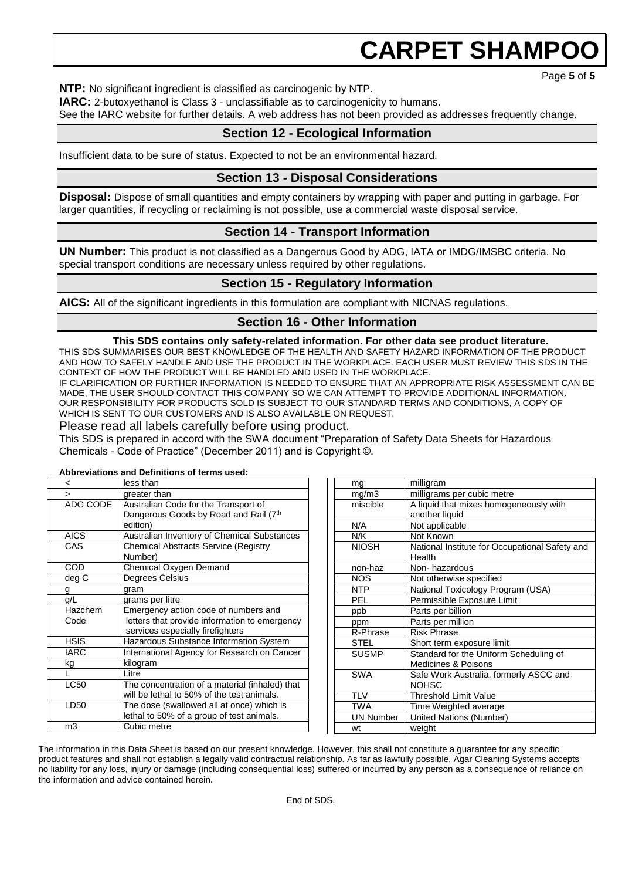**NTP:** No significant ingredient is classified as carcinogenic by NTP.

**IARC:** 2-butoxyethanol is Class 3 - unclassifiable as to carcinogenicity to humans.

See the IARC website for further details. A web address has not been provided as addresses frequently change.

## Section 12 - Ecological Information

Insufficient data to be sure of status. Expected to not be an environmental hazard.

## Section 13 - Disposal Considerations

**Disposal:** Dispose of small quantities and empty containers by wrapping with paper and putting in garbage. For larger quantities, if recycling or reclaiming is not possible, use a commercial waste disposal service.

## Section 14 - Transport Information

**UN Number:** This product is not classified as a Dangerous Good by ADG, IATA or IMDG/IMSBC criteria. No special transport conditions are necessary unless required by other regulations.

## Section 15 - Regulatory Information

**AICS:** All of the significant ingredients in this formulation are compliant with NICNAS regulations.

## Section 16 - Other Information

**This SDS contains only safety-related information. For other data see product literature.**

THIS SDS SUMMARISES OUR BEST KNOWLEDGE OF THE HEALTH AND SAFETY HAZARD INFORMATION OF THE PRODUCT AND HOW TO SAFELY HANDLE AND USE THE PRODUCT IN THE WORKPLACE. EACH USER MUST REVIEW THIS SDS IN THE CONTEXT OF HOW THE PRODUCT WILL BE HANDLED AND USED IN THE WORKPLACE.

IF CLARIFICATION OR FURTHER INFORMATION IS NEEDED TO ENSURE THAT AN APPROPRIATE RISK ASSESSMENT CAN BE MADE, THE USER SHOULD CONTACT THIS COMPANY SO WE CAN ATTEMPT TO PROVIDE ADDITIONAL INFORMATION. OUR RESPONSIBILITY FOR PRODUCTS SOLD IS SUBJECT TO OUR STANDARD TERMS AND CONDITIONS, A COPY OF WHICH IS SENT TO OUR CUSTOMERS AND IS ALSO AVAILABLE ON REQUEST.

Please read all labels carefully before using product.

This SDS is prepared in accord with the SWA document "Preparation of Safety Data Sheets for Hazardous Chemicals - Code of Practice" (December 2011) and is Copyright ©.

**Abbreviations and Definitions of terms used:**

| | |
|---|---|
| < | less than |
| > | greater than |
| ADG CODE | Australian Code for the Transport of Dangerous Goods by Road and Rail (7th edition) |
| AICS | Australian Inventory of Chemical Substances |
| CAS | Chemical Abstracts Service (Registry Number) |
| COD | Chemical Oxygen Demand |
| deg C | Degrees Celsius |
| g | gram |
| g/L | grams per litre |
| Hazchem Code | Emergency action code of numbers and letters that provide information to emergency services especially firefighters |
| HSIS | Hazardous Substance Information System |
| IARC | International Agency for Research on Cancer |
| kg | kilogram |
| L | Litre |
| LC50 | The concentration of a material (inhaled) that will be lethal to 50% of the test animals. |
| LD50 | The dose (swallowed all at once) which is lethal to 50% of a group of test animals. |
| m3 | Cubic metre |
| mg | milligram |
| mg/m3 | milligrams per cubic metre |
| miscible | A liquid that mixes homogeneously with another liquid |
| N/A | Not applicable |
| N/K | Not Known |
| NIOSH | National Institute for Occupational Safety and Health |
| non-haz | Non- hazardous |
| NOS | Not otherwise specified |
| NTP | National Toxicology Program (USA) |
| PEL | Permissible Exposure Limit |
| ppb | Parts per billion |
| ppm | Parts per million |
| R-Phrase | Risk Phrase |
| STEL | Short term exposure limit |
| SUSMP | Standard for the Uniform Scheduling of Medicines & Poisons |
| SWA | Safe Work Australia, formerly ASCC and NOHSC |
| TLV | Threshold Limit Value |
| TWA | Time Weighted average |
| UN Number | United Nations (Number) |
| wt | weight |

The information in this Data Sheet is based on our present knowledge. However, this shall not constitute a guarantee for any specific product features and shall not establish a legally valid contractual relationship. As far as lawfully possible, Agar Cleaning Systems accepts no liability for any loss, injury or damage (including consequential loss) suffered or incurred by any person as a consequence of reliance on the information and advice contained herein.

End of SDS.